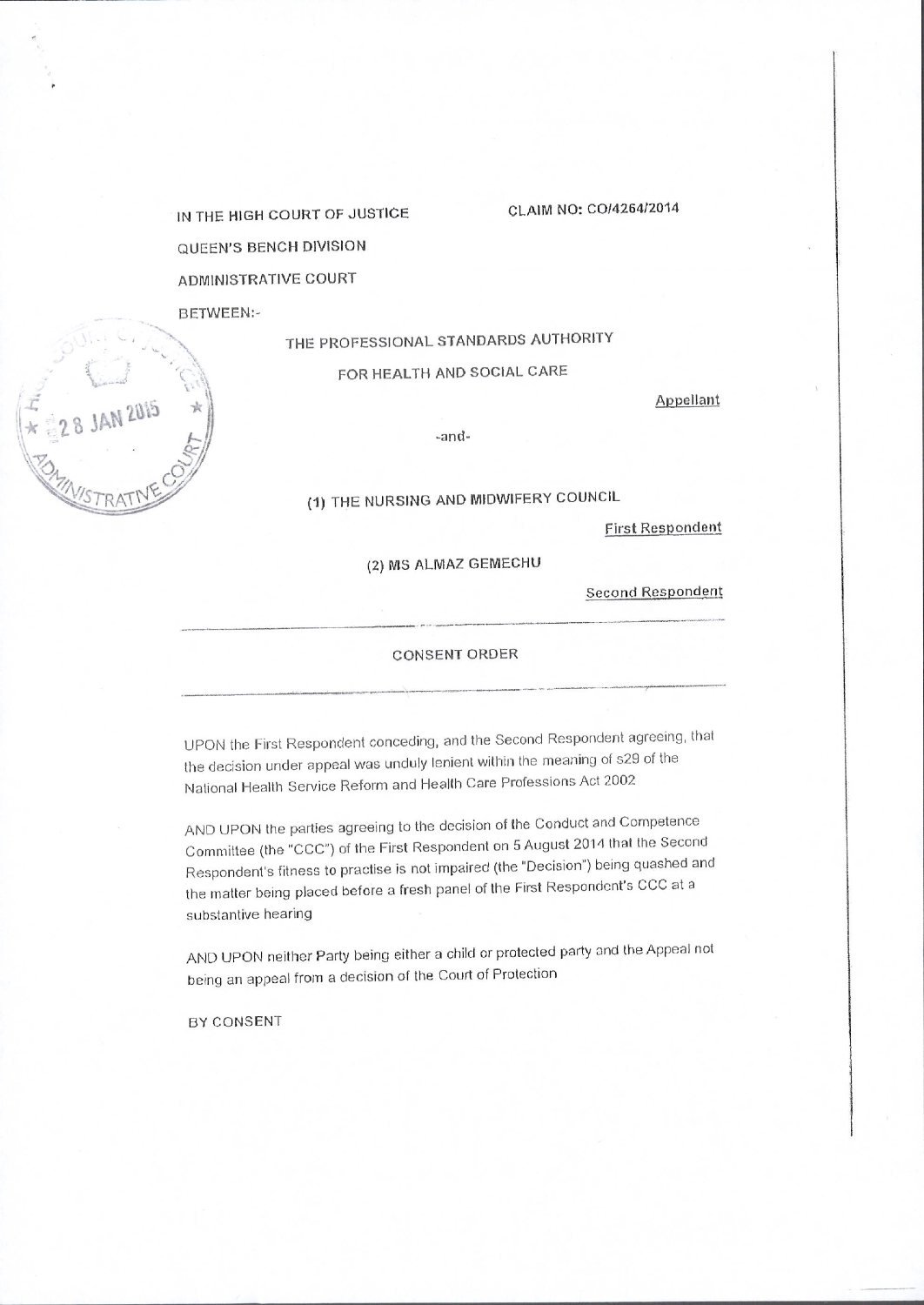IN THE HIGH COURT OF JUSTICE

CLAIM NO: CO/4264/2014

QUEEN'S BENCH DIVISION

ADMINISTRATIVE COURT

28 JAN 2015

BETWEEN:-

THE PROFESSIONAL STANDARDS AUTHORITY

FOR HEALTH AND SOCIAL CARE

Appellant

-and-

(1) THE NURSING AND MIDWIFERY COUNCIL

First Respondent

(2) MS ALMAZ GEMECHU

Second Respondent

---

CONSENT ORDER

---

UPON the First Respondent conceding, and the Second Respondent agreeing, that the decision under appeal was unduly lenient within the meaning of s29 of the National Health Service Reform and Health Care Professions Act 2002

AND UPON the parties agreeing to the decision of the Conduct and Competence Committee (the "CCC") of the First Respondent on 5 August 2014 that the Second Respondent's fitness to practise is not impaired (the "Decision") being quashed and the matter being placed before a fresh panel of the First Respondent's CCC at a substantive hearing

AND UPON neither Party being either a child or protected party and the Appeal not being an appeal from a decision of the Court of Protection

BY CONSENT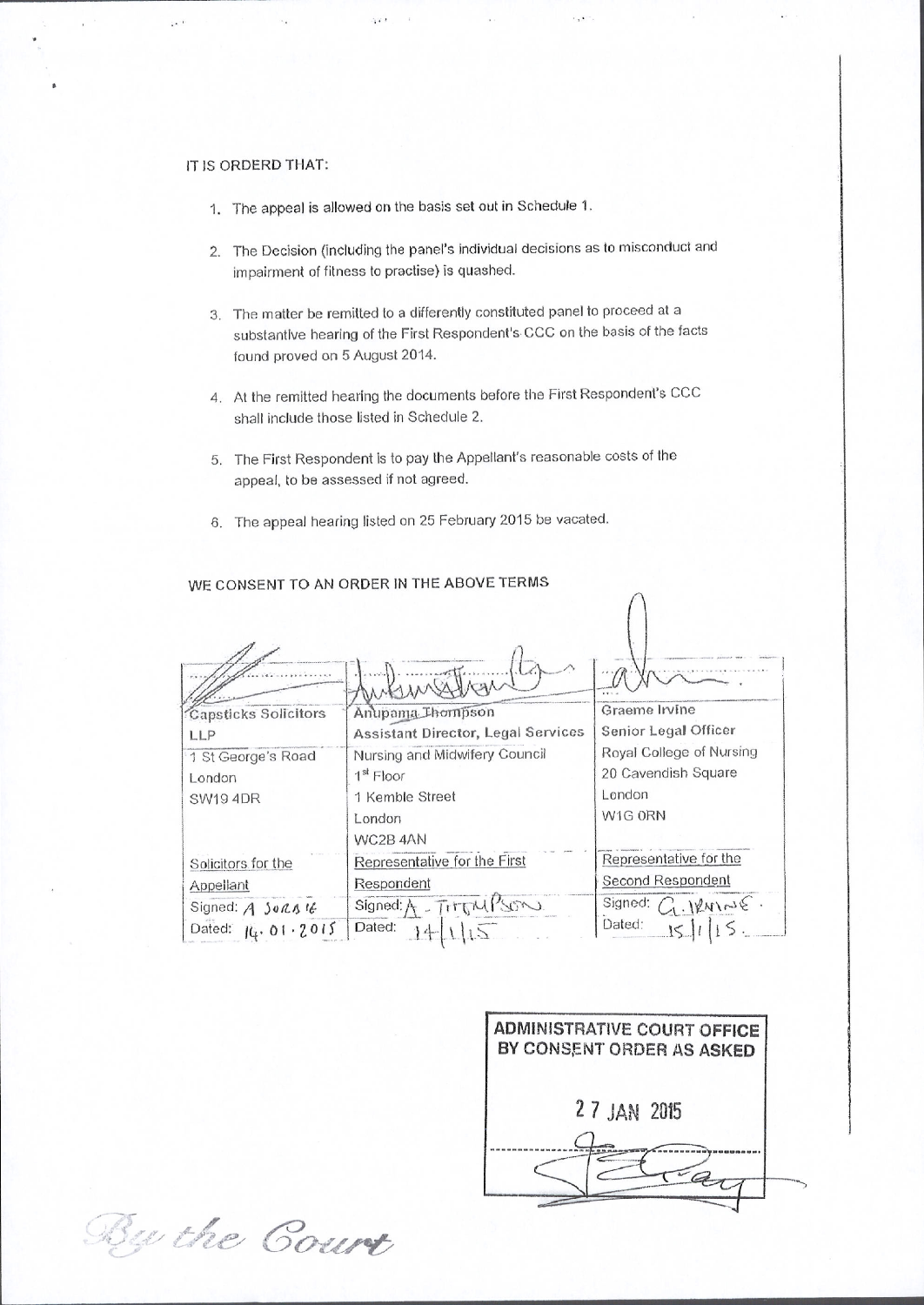IT IS ORDERD THAT:

1. The appeal is allowed on the basis set out in Schedule 1.

2. The Decision (including the panel's individual decisions as to misconduct and impairment of fitness to practise) is quashed.

3. The matter be remitted to a differently constituted panel to proceed at a substantive hearing of the First Respondent's CCC on the basis of the facts found proved on 5 August 2014.

4. At the remitted hearing the documents before the First Respondent's CCC shall include those listed in Schedule 2.

5. The First Respondent is to pay the Appellant's reasonable costs of the appeal, to be assessed if not agreed.

6. The appeal hearing listed on 25 February 2015 be vacated.

WE CONSENT TO AN ORDER IN THE ABOVE TERMS

| | | |
|---|---|---|
| Capsticks Solicitors LLP<br>1 St George's Road<br>London<br>SW19 4DR | Anupama Thompson<br>Assistant Director, Legal Services<br>Nursing and Midwifery Council<br>1st Floor<br>1 Kemble Street<br>London<br>WC2B 4AN | Graeme Irvine<br>Senior Legal Officer<br>Royal College of Nursing<br>20 Cavendish Square<br>London<br>W1G 0RN |
| Solicitors for the Appellant | Representative for the First Respondent | Representative for the Second Respondent |
| Signed: A SORAIE | Signed: A - THOMPSON | Signed: G. IRVINE |
| Dated: 14.01.2015 | Dated: 14/1/15 | Dated: 15/1/15 |

ADMINISTRATIVE COURT OFFICE
BY CONSENT ORDER AS ASKED

27 JAN 2015

By the Court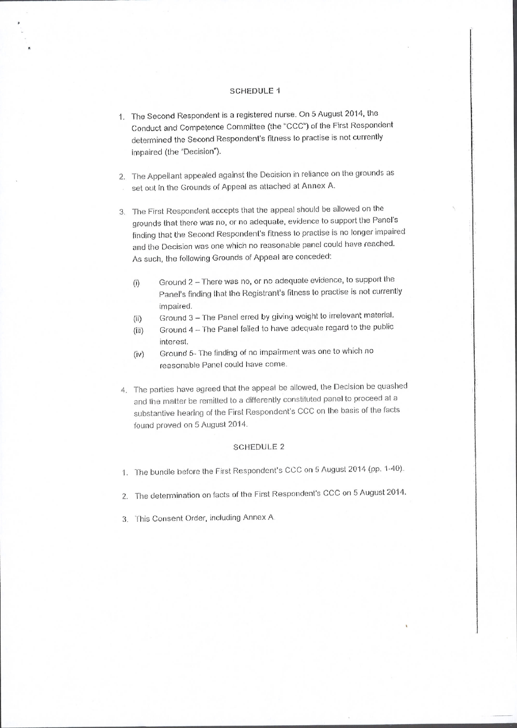## SCHEDULE 1

1. The Second Respondent is a registered nurse. On 5 August 2014, the Conduct and Competence Committee (the "CCC") of the First Respondent determined the Second Respondent's fitness to practise is not currently impaired (the "Decision").

2. The Appellant appealed against the Decision in reliance on the grounds as set out in the Grounds of Appeal as attached at Annex A.

3. The First Respondent accepts that the appeal should be allowed on the grounds that there was no, or no adequate, evidence to support the Panel's finding that the Second Respondent's fitness to practise is no longer impaired and the Decision was one which no reasonable panel could have reached. As such, the following Grounds of Appeal are conceded:

   (i) Ground 2 – There was no, or no adequate evidence, to support the Panel's finding that the Registrant's fitness to practise is not currently impaired.

   (ii) Ground 3 – The Panel erred by giving weight to irrelevant material.

   (iii) Ground 4 – The Panel failed to have adequate regard to the public interest.

   (iv) Ground 5- The finding of no impairment was one to which no reasonable Panel could have come.

4. The parties have agreed that the appeal be allowed, the Decision be quashed and the matter be remitted to a differently constituted panel to proceed at a substantive hearing of the First Respondent's CCC on the basis of the facts found proved on 5 August 2014.

## SCHEDULE 2

1. The bundle before the First Respondent's CCC on 5 August 2014 (pp. 1-40).

2. The determination on facts of the First Respondent's CCC on 5 August 2014.

3. This Consent Order, including Annex A.